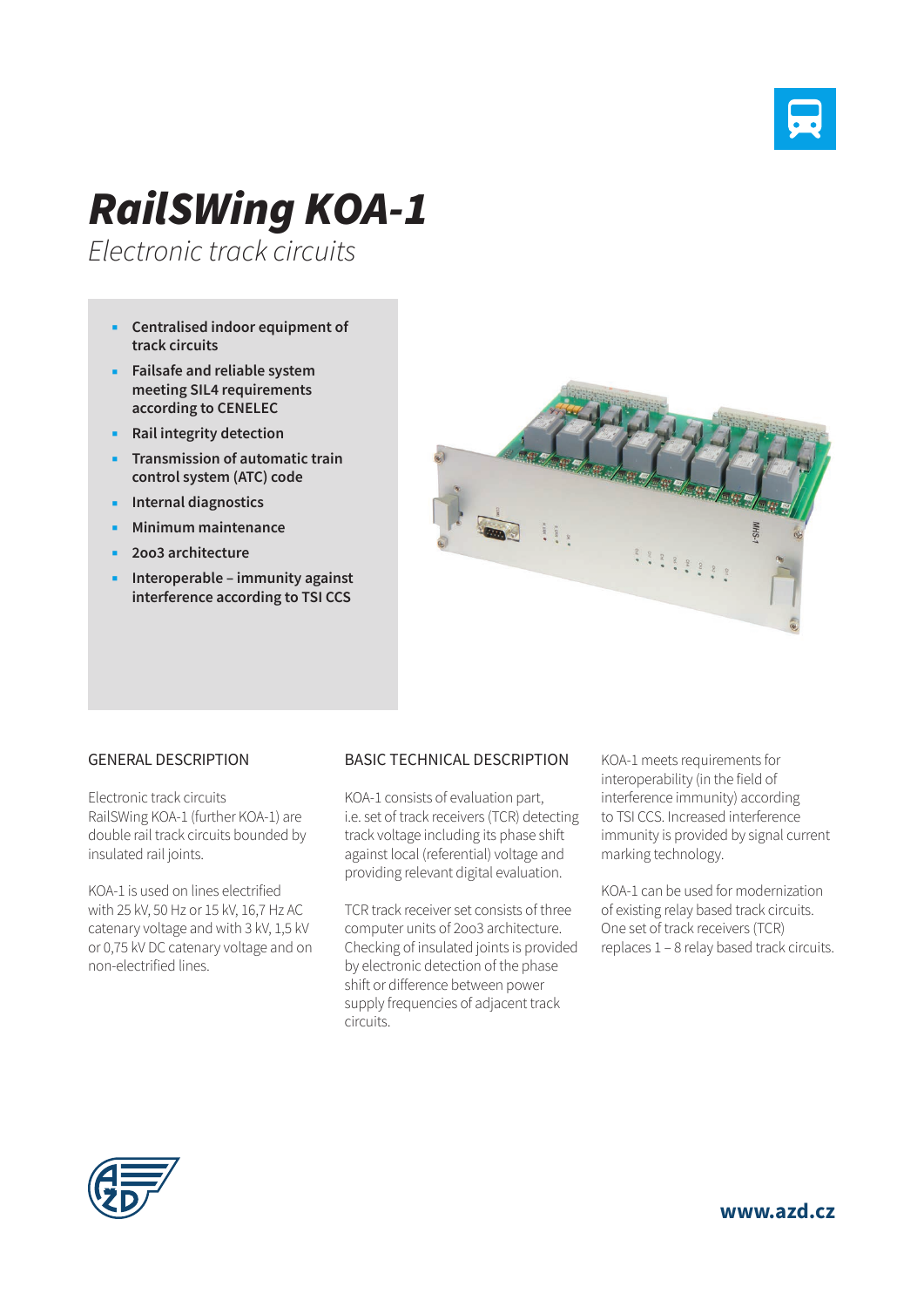# *RailSWing KOA-1*

*Electronic track circuits*

- **Centralised indoor equipment of track circuits**
- **Failsafe and reliable system meeting SIL4 requirements according to CENELEC**
- **Rail integrity detection**
- **Transmission of automatic train control system (ATC) code**
- **Internal diagnostics**
- **Minimum maintenance**
- **2oo3 architecture**
- **Interoperable – immunity against interference according to TSI CCS**

## GENERAL DESCRIPTION

Electronic track circuits RailSWing KOA-1 (further KOA-1) are double rail track circuits bounded by insulated rail joints.

KOA-1 is used on lines electrified with 25 kV, 50 Hz or 15 kV, 16,7 Hz AC catenary voltage and with 3 kV, 1,5 kV or 0,75 kV DC catenary voltage and on non-electrified lines.

## BASIC TECHNICAL DESCRIPTION

KOA-1 consists of evaluation part, i.e. set of track receivers (TCR) detecting track voltage including its phase shift against local (referential) voltage and providing relevant digital evaluation.

TCR track receiver set consists of three computer units of 2oo3 architecture. Checking of insulated joints is provided by electronic detection of the phase shift or difference between power supply frequencies of adjacent track circuits.

KOA-1 meets requirements for interoperability (in the field of interference immunity) according to TSI CCS. Increased interference immunity is provided by signal current marking technology.

KOA-1 can be used for modernization of existing relay based track circuits. One set of track receivers (TCR) replaces 1 – 8 relay based track circuits.

**www.azd.cz**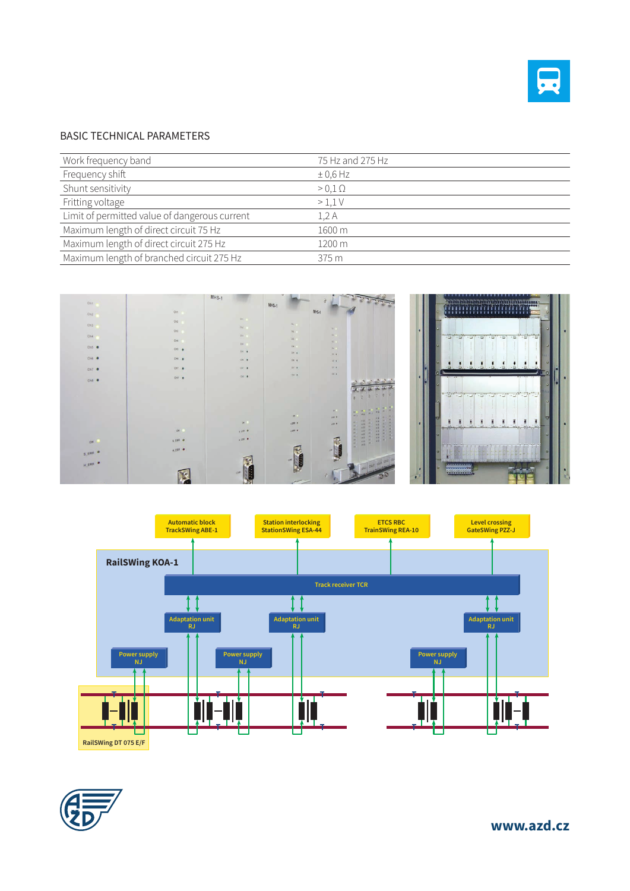## BASIC TECHNICAL PARAMETERS

| | |
|---|---|
| Work frequency band | 75 Hz and 275 Hz |
| Frequency shift | ± 0,6 Hz |
| Shunt sensitivity | > 0,1 Ω |
| Fritting voltage | > 1,1 V |
| Limit of permitted value of dangerous current | 1,2 A |
| Maximum length of direct circuit 75 Hz | 1600 m |
| Maximum length of direct circuit 275 Hz | 1200 m |
| Maximum length of branched circuit 275 Hz | 375 m |

Automatic block TrackSWing ABE-1

Station interlocking StationSWing ESA-44

ETCS RBC TrainSWing REA-10

Level crossing GateSWing PZZ-J

RailSWing KOA-1

Track receiver TCR

Adaptation unit RJ

Adaptation unit RJ

Adaptation unit RJ

Power supply NJ

Power supply NJ

Power supply NJ

RailSWing DT 075 E/F

www.azd.cz